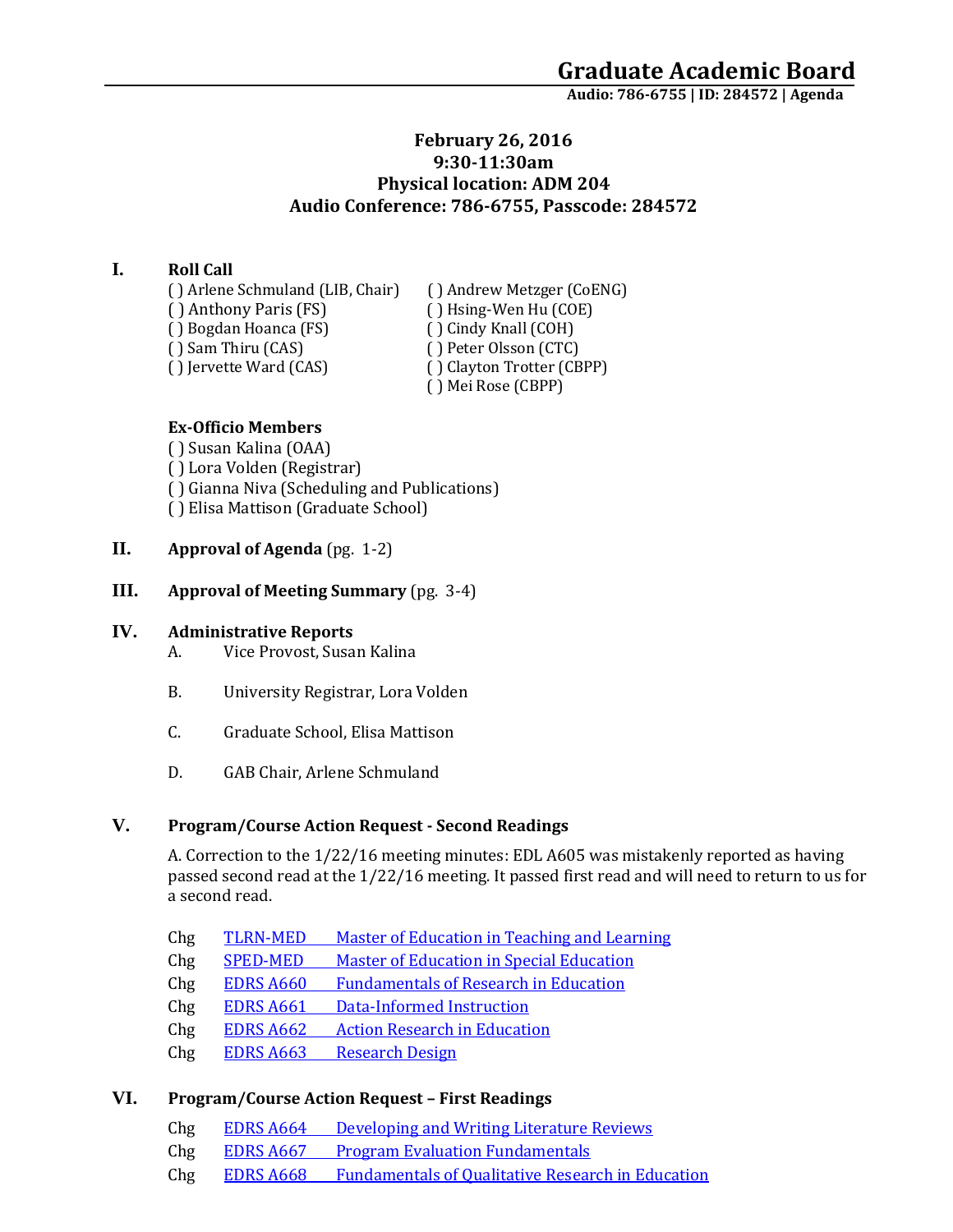# Graduate Academic Board

**Audio: 786-6755 | ID: 284572 | Agenda**

**February 26, 2016**
**9:30-11:30am**
**Physical location: ADM 204**
**Audio Conference: 786-6755, Passcode: 284572**

## I. Roll Call

( ) Arlene Schmuland (LIB, Chair)
( ) Anthony Paris (FS)
( ) Bogdan Hoanca (FS)
( ) Sam Thiru (CAS)
( ) Jervette Ward (CAS)
( ) Andrew Metzger (CoENG)
( ) Hsing-Wen Hu (COE)
( ) Cindy Knall (COH)
( ) Peter Olsson (CTC)
( ) Clayton Trotter (CBPP)
( ) Mei Rose (CBPP)

**Ex-Officio Members**

( ) Susan Kalina (OAA)
( ) Lora Volden (Registrar)
( ) Gianna Niva (Scheduling and Publications)
( ) Elisa Mattison (Graduate School)

## II. Approval of Agenda (pg. 1-2)

## III. Approval of Meeting Summary (pg. 3-4)

## IV. Administrative Reports

A. Vice Provost, Susan Kalina

B. University Registrar, Lora Volden

C. Graduate School, Elisa Mattison

D. GAB Chair, Arlene Schmuland

## V. Program/Course Action Request - Second Readings

A. Correction to the 1/22/16 meeting minutes: EDL A605 was mistakenly reported as having passed second read at the 1/22/16 meeting. It passed first read and will need to return to us for a second read.

| | | |
|---|---|---|
| Chg | TLRN-MED | Master of Education in Teaching and Learning |
| Chg | SPED-MED | Master of Education in Special Education |
| Chg | EDRS A660 | Fundamentals of Research in Education |
| Chg | EDRS A661 | Data-Informed Instruction |
| Chg | EDRS A662 | Action Research in Education |
| Chg | EDRS A663 | Research Design |

## VI. Program/Course Action Request – First Readings

| | | |
|---|---|---|
| Chg | EDRS A664 | Developing and Writing Literature Reviews |
| Chg | EDRS A667 | Program Evaluation Fundamentals |
| Chg | EDRS A668 | Fundamentals of Qualitative Research in Education |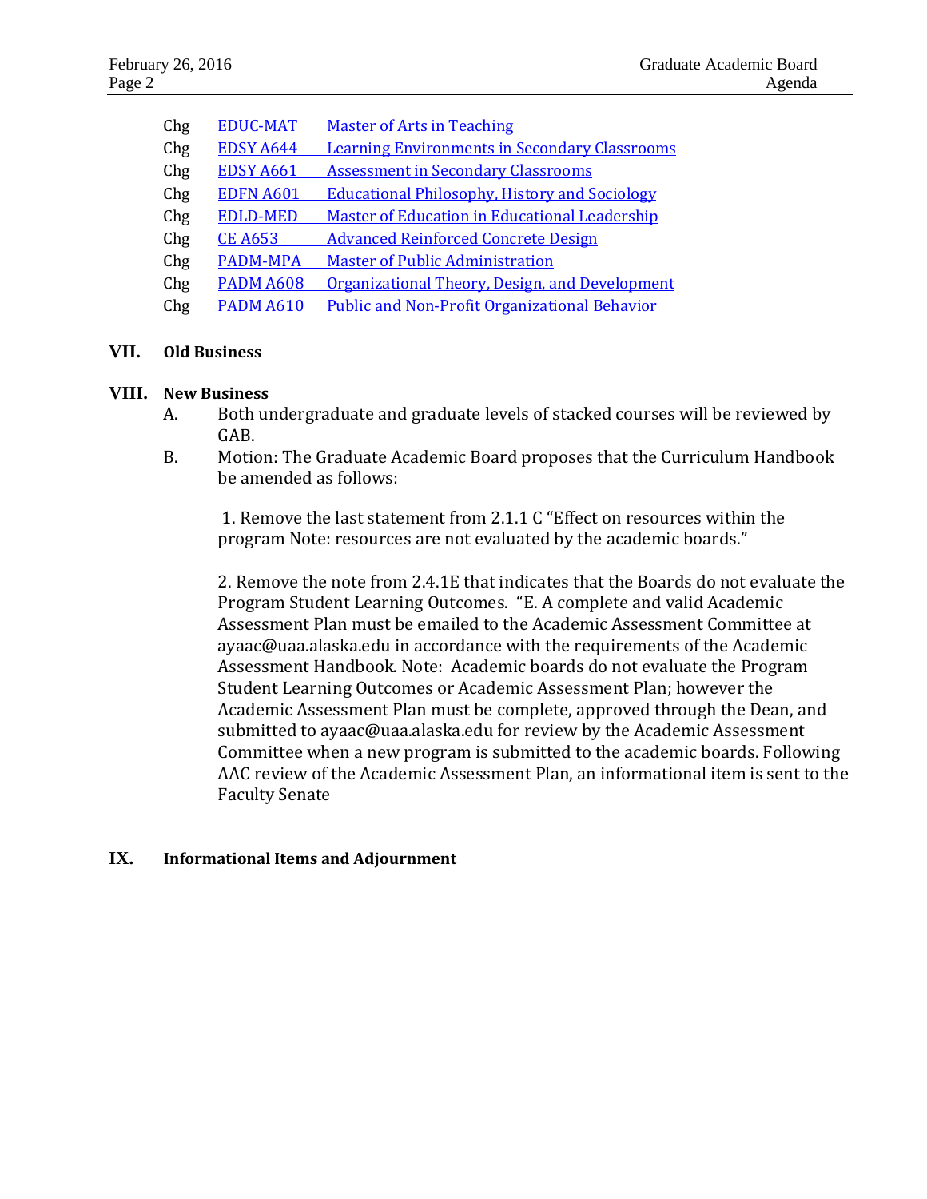| | | |
|---|---|---|
| Chg | EDUC-MAT | Master of Arts in Teaching |
| Chg | EDSY A644 | Learning Environments in Secondary Classrooms |
| Chg | EDSY A661 | Assessment in Secondary Classrooms |
| Chg | EDFN A601 | Educational Philosophy, History and Sociology |
| Chg | EDLD-MED | Master of Education in Educational Leadership |
| Chg | CE A653 | Advanced Reinforced Concrete Design |
| Chg | PADM-MPA | Master of Public Administration |
| Chg | PADM A608 | Organizational Theory, Design, and Development |
| Chg | PADM A610 | Public and Non-Profit Organizational Behavior |

## VII. Old Business

## VIII. New Business

A. Both undergraduate and graduate levels of stacked courses will be reviewed by GAB.

B. Motion: The Graduate Academic Board proposes that the Curriculum Handbook be amended as follows:

1. Remove the last statement from 2.1.1 C "Effect on resources within the program Note: resources are not evaluated by the academic boards."

2. Remove the note from 2.4.1E that indicates that the Boards do not evaluate the Program Student Learning Outcomes. "E. A complete and valid Academic Assessment Plan must be emailed to the Academic Assessment Committee at ayaac@uaa.alaska.edu in accordance with the requirements of the Academic Assessment Handbook. Note: Academic boards do not evaluate the Program Student Learning Outcomes or Academic Assessment Plan; however the Academic Assessment Plan must be complete, approved through the Dean, and submitted to ayaac@uaa.alaska.edu for review by the Academic Assessment Committee when a new program is submitted to the academic boards. Following AAC review of the Academic Assessment Plan, an informational item is sent to the Faculty Senate

## IX. Informational Items and Adjournment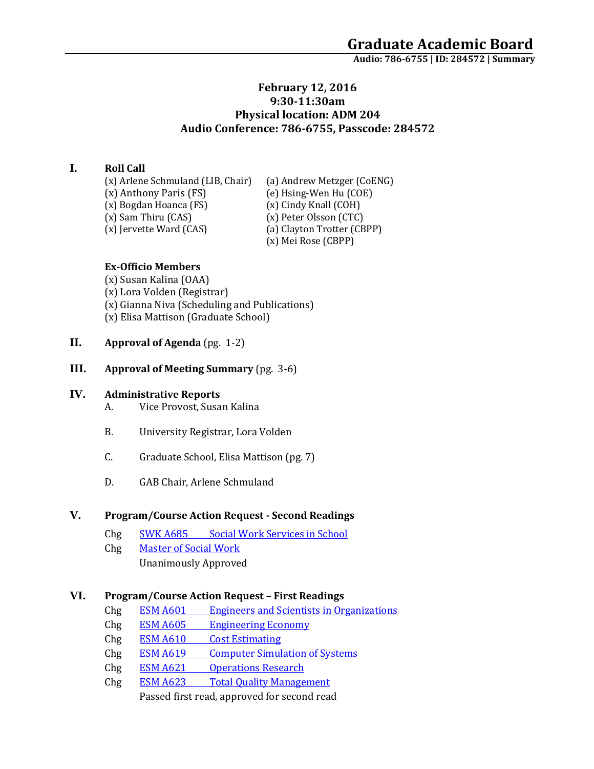# Graduate Academic Board

**Audio: 786-6755 | ID: 284572 | Summary**

**February 12, 2016**
**9:30-11:30am**
**Physical location: ADM 204**
**Audio Conference: 786-6755, Passcode: 284572**

## I. Roll Call

(x) Arlene Schmuland (LIB, Chair)
(x) Anthony Paris (FS)
(x) Bogdan Hoanca (FS)
(x) Sam Thiru (CAS)
(x) Jervette Ward (CAS)
(a) Andrew Metzger (CoENG)
(e) Hsing-Wen Hu (COE)
(x) Cindy Knall (COH)
(x) Peter Olsson (CTC)
(a) Clayton Trotter (CBPP)
(x) Mei Rose (CBPP)

**Ex-Officio Members**

(x) Susan Kalina (OAA)
(x) Lora Volden (Registrar)
(x) Gianna Niva (Scheduling and Publications)
(x) Elisa Mattison (Graduate School)

## II. Approval of Agenda (pg. 1-2)

## III. Approval of Meeting Summary (pg. 3-6)

## IV. Administrative Reports

A. Vice Provost, Susan Kalina

B. University Registrar, Lora Volden

C. Graduate School, Elisa Mattison (pg. 7)

D. GAB Chair, Arlene Schmuland

## V. Program/Course Action Request - Second Readings

Chg SWK A685 Social Work Services in School
Chg Master of Social Work
Unanimously Approved

## VI. Program/Course Action Request – First Readings

Chg ESM A601 Engineers and Scientists in Organizations
Chg ESM A605 Engineering Economy
Chg ESM A610 Cost Estimating
Chg ESM A619 Computer Simulation of Systems
Chg ESM A621 Operations Research
Chg ESM A623 Total Quality Management
Passed first read, approved for second read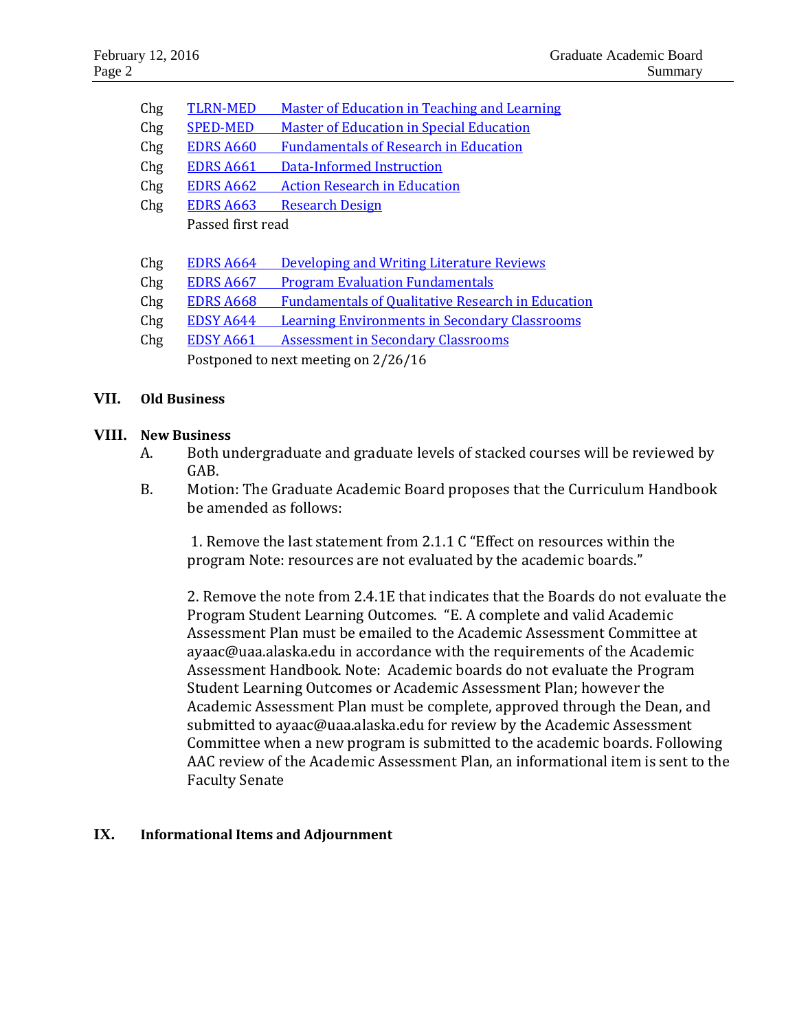| | | |
|---|---|---|
| Chg | TLRN-MED | Master of Education in Teaching and Learning |
| Chg | SPED-MED | Master of Education in Special Education |
| Chg | EDRS A660 | Fundamentals of Research in Education |
| Chg | EDRS A661 | Data-Informed Instruction |
| Chg | EDRS A662 | Action Research in Education |
| Chg | EDRS A663 | Research Design |

Passed first read

| | | |
|---|---|---|
| Chg | EDRS A664 | Developing and Writing Literature Reviews |
| Chg | EDRS A667 | Program Evaluation Fundamentals |
| Chg | EDRS A668 | Fundamentals of Qualitative Research in Education |
| Chg | EDSY A644 | Learning Environments in Secondary Classrooms |
| Chg | EDSY A661 | Assessment in Secondary Classrooms |

Postponed to next meeting on 2/26/16

## VII. Old Business

## VIII. New Business

A. Both undergraduate and graduate levels of stacked courses will be reviewed by GAB.

B. Motion: The Graduate Academic Board proposes that the Curriculum Handbook be amended as follows:

1. Remove the last statement from 2.1.1 C "Effect on resources within the program Note: resources are not evaluated by the academic boards."

2. Remove the note from 2.4.1E that indicates that the Boards do not evaluate the Program Student Learning Outcomes. "E. A complete and valid Academic Assessment Plan must be emailed to the Academic Assessment Committee at ayaac@uaa.alaska.edu in accordance with the requirements of the Academic Assessment Handbook. Note: Academic boards do not evaluate the Program Student Learning Outcomes or Academic Assessment Plan; however the Academic Assessment Plan must be complete, approved through the Dean, and submitted to ayaac@uaa.alaska.edu for review by the Academic Assessment Committee when a new program is submitted to the academic boards. Following AAC review of the Academic Assessment Plan, an informational item is sent to the Faculty Senate

## IX. Informational Items and Adjournment